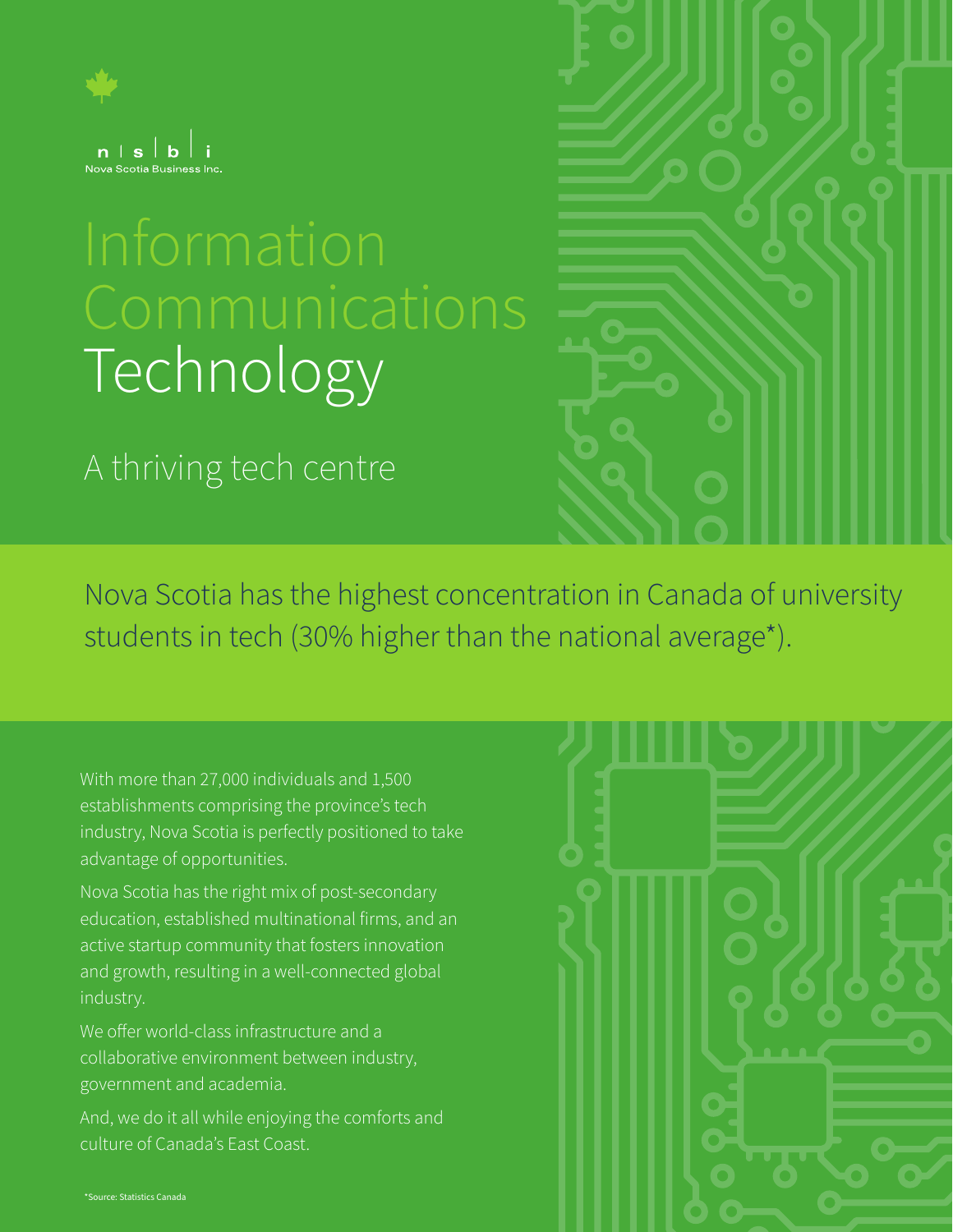n | s | b | i
Nova Scotia Business Inc.

# Information Communications Technology

## A thriving tech centre

Nova Scotia has the highest concentration in Canada of university students in tech (30% higher than the national average*).

With more than 27,000 individuals and 1,500 establishments comprising the province's tech industry, Nova Scotia is perfectly positioned to take advantage of opportunities.

Nova Scotia has the right mix of post-secondary education, established multinational firms, and an active startup community that fosters innovation and growth, resulting in a well-connected global industry.

We offer world-class infrastructure and a collaborative environment between industry, government and academia.

And, we do it all while enjoying the comforts and culture of Canada's East Coast.

*Source: Statistics Canada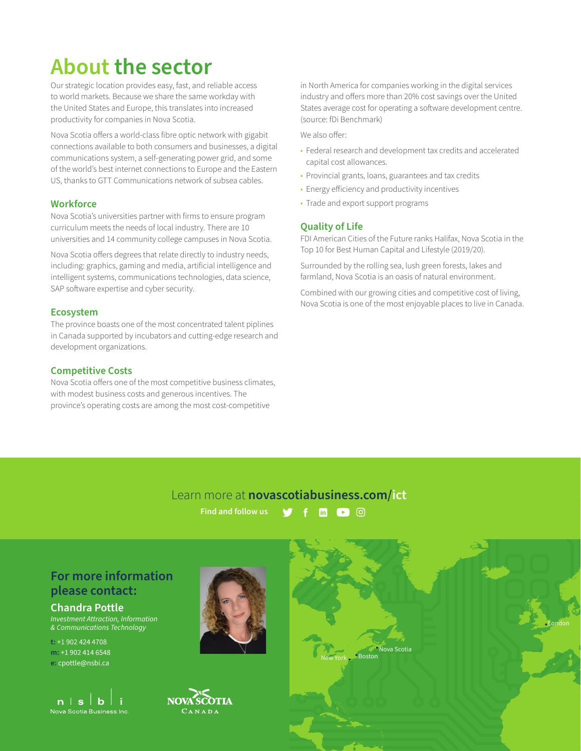# About the sector

Our strategic location provides easy, fast, and reliable access to world markets. Because we share the same workday with the United States and Europe, this translates into increased productivity for companies in Nova Scotia.

Nova Scotia offers a world-class fibre optic network with gigabit connections available to both consumers and businesses, a digital communications system, a self-generating power grid, and some of the world's best internet connections to Europe and the Eastern US, thanks to GTT Communications network of subsea cables.

### Workforce

Nova Scotia's universities partner with firms to ensure program curriculum meets the needs of local industry. There are 10 universities and 14 community college campuses in Nova Scotia.

Nova Scotia offers degrees that relate directly to industry needs, including: graphics, gaming and media, artificial intelligence and intelligent systems, communications technologies, data science, SAP software expertise and cyber security.

### Ecosystem

The province boasts one of the most concentrated talent piplines in Canada supported by incubators and cutting-edge research and development organizations.

### Competitive Costs

Nova Scotia offers one of the most competitive business climates, with modest business costs and generous incentives. The province's operating costs are among the most cost-competitive in North America for companies working in the digital services industry and offers more than 20% cost savings over the United States average cost for operating a software development centre. (source: fDi Benchmark)

We also offer:

- Federal research and development tax credits and accelerated capital cost allowances.
- Provincial grants, loans, guarantees and tax credits
- Energy efficiency and productivity incentives
- Trade and export support programs

### Quality of Life

FDI American Cities of the Future ranks Halifax, Nova Scotia in the Top 10 for Best Human Capital and Lifestyle (2019/20).

Surrounded by the rolling sea, lush green forests, lakes and farmland, Nova Scotia is an oasis of natural environment.

Combined with our growing cities and competitive cost of living, Nova Scotia is one of the most enjoyable places to live in Canada.

Learn more at **novascotiabusiness.com/ict**

**Find and follow us**

## For more information please contact:

### Chandra Pottle

*Investment Attraction, Information & Communications Technology*

**t:** +1 902 424 4708
**m:** +1 902 414 6548
**e:** cpottle@nsbi.ca

n | s | b | i
Nova Scotia Business Inc.

NOVA SCOTIA
CANADA

London
Nova Scotia
New York
Boston